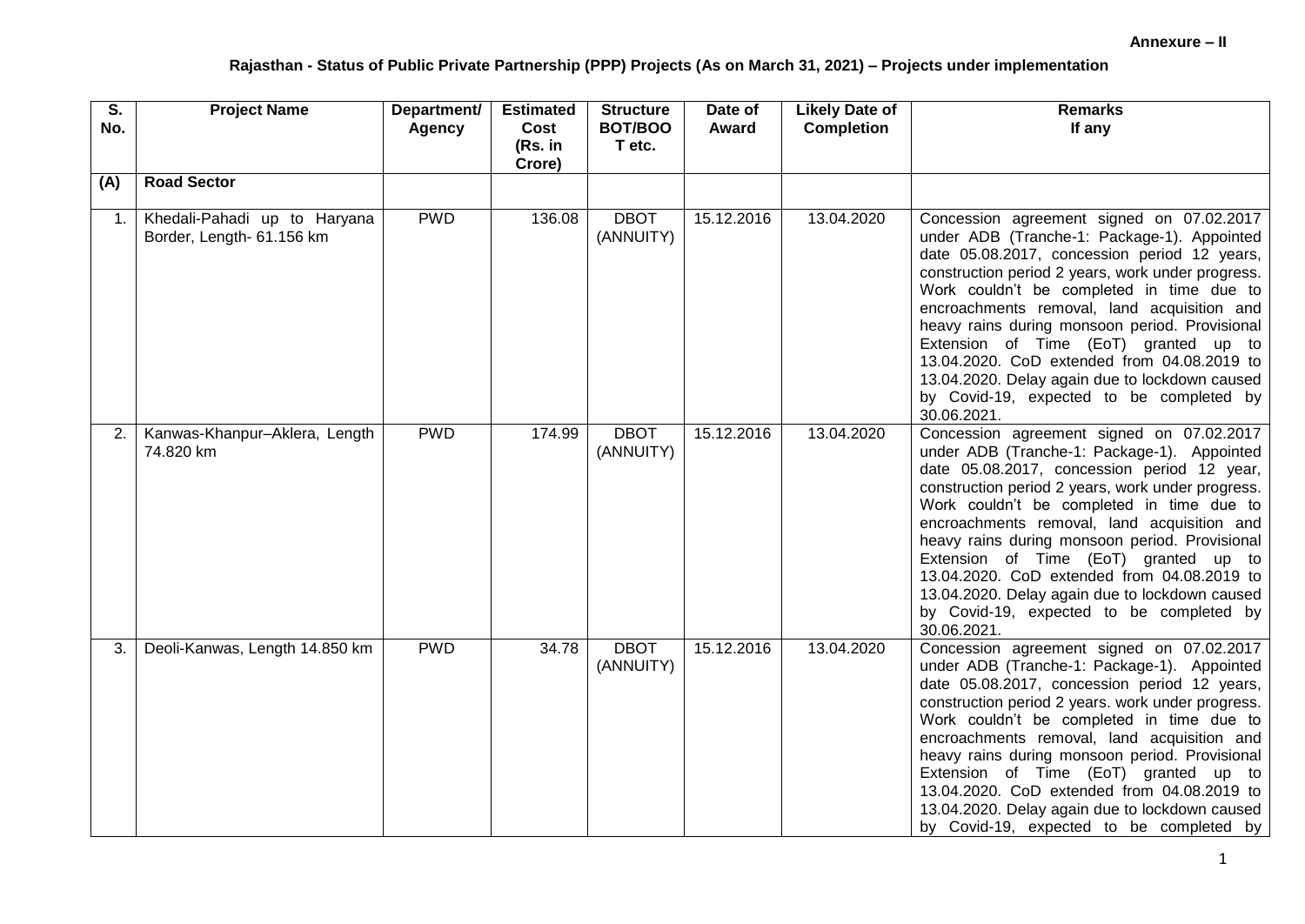**Annexure – II**

**Rajasthan - Status of Public Private Partnership (PPP) Projects (As on March 31, 2021) – Projects under implementation**

| S. No. | Project Name | Department/ Agency | Estimated Cost (Rs. in Crore) | Structure BOT/BOO T etc. | Date of Award | Likely Date of Completion | Remarks If any |
|---|---|---|---|---|---|---|---|
| **(A)** | **Road Sector** | | | | | | |
| 1. | Khedali-Pahadi up to Haryana Border, Length- 61.156 km | PWD | 136.08 | DBOT (ANNUITY) | 15.12.2016 | 13.04.2020 | Concession agreement signed on 07.02.2017 under ADB (Tranche-1: Package-1). Appointed date 05.08.2017, concession period 12 years, construction period 2 years, work under progress. Work couldn't be completed in time due to encroachments removal, land acquisition and heavy rains during monsoon period. Provisional Extension of Time (EoT) granted up to 13.04.2020. CoD extended from 04.08.2019 to 13.04.2020. Delay again due to lockdown caused by Covid-19, expected to be completed by 30.06.2021. |
| 2. | Kanwas-Khanpur–Aklera, Length 74.820 km | PWD | 174.99 | DBOT (ANNUITY) | 15.12.2016 | 13.04.2020 | Concession agreement signed on 07.02.2017 under ADB (Tranche-1: Package-1). Appointed date 05.08.2017, concession period 12 year, construction period 2 years, work under progress. Work couldn't be completed in time due to encroachments removal, land acquisition and heavy rains during monsoon period. Provisional Extension of Time (EoT) granted up to 13.04.2020. CoD extended from 04.08.2019 to 13.04.2020. Delay again due to lockdown caused by Covid-19, expected to be completed by 30.06.2021. |
| 3. | Deoli-Kanwas, Length 14.850 km | PWD | 34.78 | DBOT (ANNUITY) | 15.12.2016 | 13.04.2020 | Concession agreement signed on 07.02.2017 under ADB (Tranche-1: Package-1). Appointed date 05.08.2017, concession period 12 years, construction period 2 years. work under progress. Work couldn't be completed in time due to encroachments removal, land acquisition and heavy rains during monsoon period. Provisional Extension of Time (EoT) granted up to 13.04.2020. CoD extended from 04.08.2019 to 13.04.2020. Delay again due to lockdown caused by Covid-19, expected to be completed by |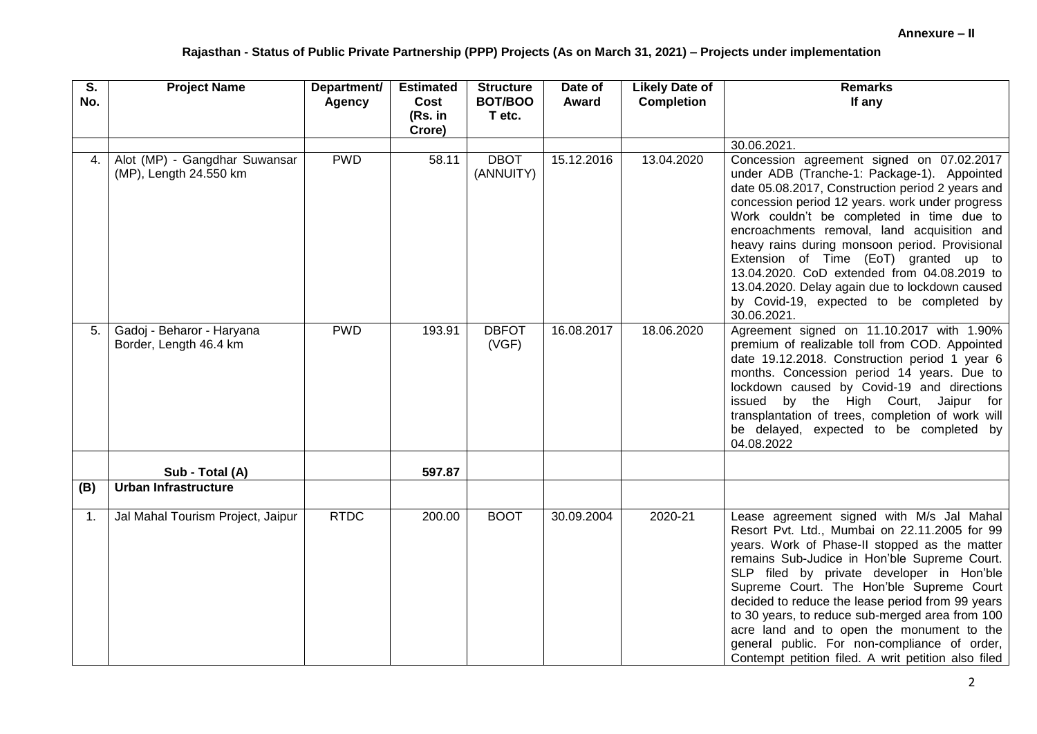**Annexure – II**

**Rajasthan - Status of Public Private Partnership (PPP) Projects (As on March 31, 2021) – Projects under implementation**

| S. No. | Project Name | Department/ Agency | Estimated Cost (Rs. in Crore) | Structure BOT/BOOT etc. | Date of Award | Likely Date of Completion | Remarks If any |
|---|---|---|---|---|---|---|---|
| | | | | | | | 30.06.2021. |
| 4. | Alot (MP) - Gangdhar Suwansar (MP), Length 24.550 km | PWD | 58.11 | DBOT (ANNUITY) | 15.12.2016 | 13.04.2020 | Concession agreement signed on 07.02.2017 under ADB (Tranche-1: Package-1). Appointed date 05.08.2017, Construction period 2 years and concession period 12 years. work under progress Work couldn't be completed in time due to encroachments removal, land acquisition and heavy rains during monsoon period. Provisional Extension of Time (EoT) granted up to 13.04.2020. CoD extended from 04.08.2019 to 13.04.2020. Delay again due to lockdown caused by Covid-19, expected to be completed by 30.06.2021. |
| 5. | Gadoj - Beharor - Haryana Border, Length 46.4 km | PWD | 193.91 | DBFOT (VGF) | 16.08.2017 | 18.06.2020 | Agreement signed on 11.10.2017 with 1.90% premium of realizable toll from COD. Appointed date 19.12.2018. Construction period 1 year 6 months. Concession period 14 years. Due to lockdown caused by Covid-19 and directions issued by the High Court, Jaipur for transplantation of trees, completion of work will be delayed, expected to be completed by 04.08.2022 |
| | **Sub - Total (A)** | | **597.87** | | | | |
| **(B)** | **Urban Infrastructure** | | | | | | |
| 1. | Jal Mahal Tourism Project, Jaipur | RTDC | 200.00 | BOOT | 30.09.2004 | 2020-21 | Lease agreement signed with M/s Jal Mahal Resort Pvt. Ltd., Mumbai on 22.11.2005 for 99 years. Work of Phase-II stopped as the matter remains Sub-Judice in Hon'ble Supreme Court. SLP filed by private developer in Hon'ble Supreme Court. The Hon'ble Supreme Court decided to reduce the lease period from 99 years to 30 years, to reduce sub-merged area from 100 acre land and to open the monument to the general public. For non-compliance of order, Contempt petition filed. A writ petition also filed |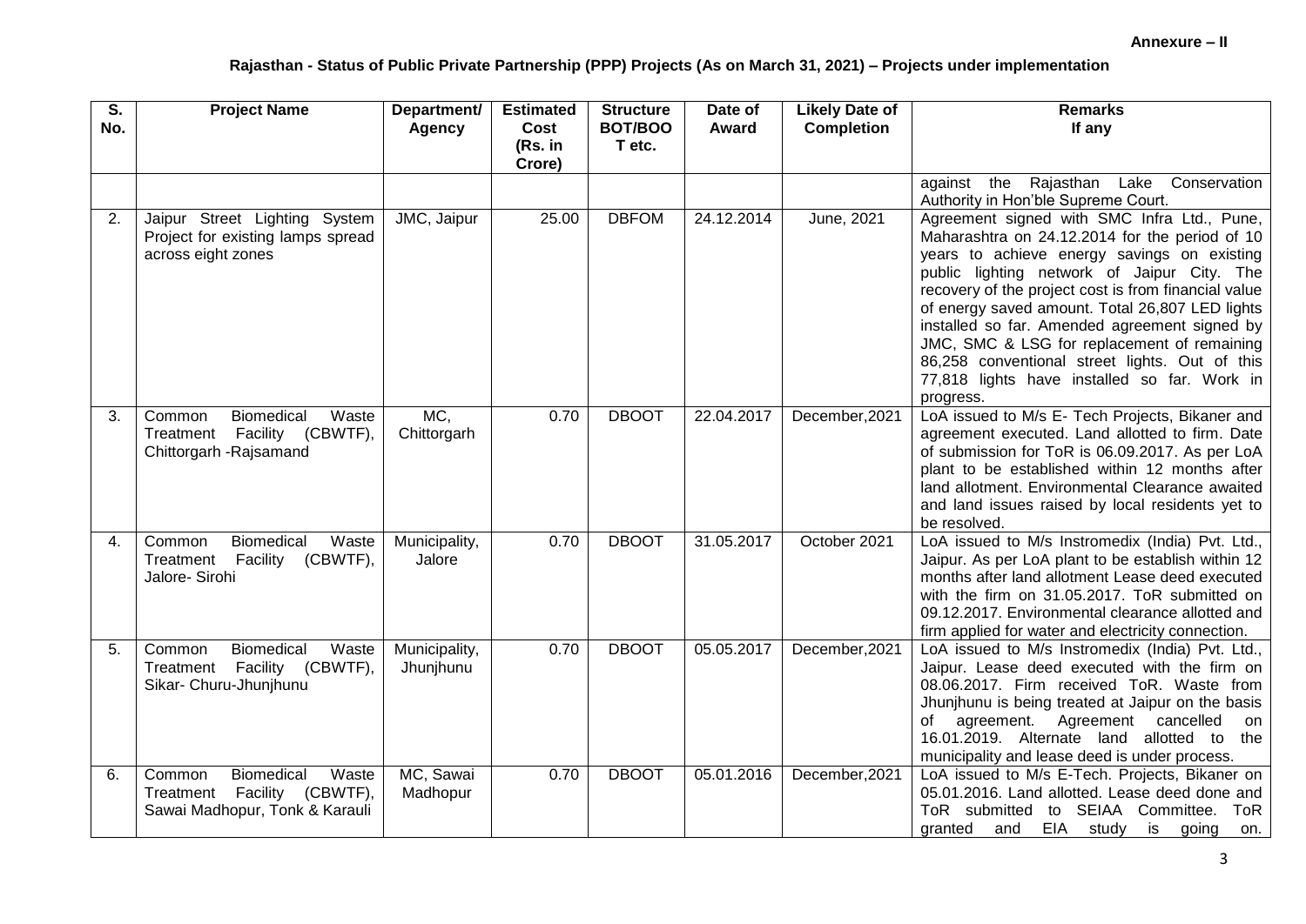**Annexure – II**

**Rajasthan - Status of Public Private Partnership (PPP) Projects (As on March 31, 2021) – Projects under implementation**

| S. No. | Project Name | Department/ Agency | Estimated Cost (Rs. in Crore) | Structure BOT/BOOT etc. | Date of Award | Likely Date of Completion | Remarks If any |
|---|---|---|---|---|---|---|---|
| | | | | | | | against the Rajasthan Lake Conservation Authority in Hon'ble Supreme Court. |
| 2. | Jaipur Street Lighting System Project for existing lamps spread across eight zones | JMC, Jaipur | 25.00 | DBFOM | 24.12.2014 | June, 2021 | Agreement signed with SMC Infra Ltd., Pune, Maharashtra on 24.12.2014 for the period of 10 years to achieve energy savings on existing public lighting network of Jaipur City. The recovery of the project cost is from financial value of energy saved amount. Total 26,807 LED lights installed so far. Amended agreement signed by JMC, SMC & LSG for replacement of remaining 86,258 conventional street lights. Out of this 77,818 lights have installed so far. Work in progress. |
| 3. | Common Biomedical Waste Treatment Facility (CBWTF), Chittorgarh -Rajsamand | MC, Chittorgarh | 0.70 | DBOOT | 22.04.2017 | December,2021 | LoA issued to M/s E- Tech Projects, Bikaner and agreement executed. Land allotted to firm. Date of submission for ToR is 06.09.2017. As per LoA plant to be established within 12 months after land allotment. Environmental Clearance awaited and land issues raised by local residents yet to be resolved. |
| 4. | Common Biomedical Waste Treatment Facility (CBWTF), Jalore- Sirohi | Municipality, Jalore | 0.70 | DBOOT | 31.05.2017 | October 2021 | LoA issued to M/s Instromedix (India) Pvt. Ltd., Jaipur. As per LoA plant to be establish within 12 months after land allotment Lease deed executed with the firm on 31.05.2017. ToR submitted on 09.12.2017. Environmental clearance allotted and firm applied for water and electricity connection. |
| 5. | Common Biomedical Waste Treatment Facility (CBWTF), Sikar- Churu-Jhunjhunu | Municipality, Jhunjhunu | 0.70 | DBOOT | 05.05.2017 | December,2021 | LoA issued to M/s Instromedix (India) Pvt. Ltd., Jaipur. Lease deed executed with the firm on 08.06.2017. Firm received ToR. Waste from Jhunjhunu is being treated at Jaipur on the basis of agreement. Agreement cancelled on 16.01.2019. Alternate land allotted to the municipality and lease deed is under process. |
| 6. | Common Biomedical Waste Treatment Facility (CBWTF), Sawai Madhopur, Tonk & Karauli | MC, Sawai Madhopur | 0.70 | DBOOT | 05.01.2016 | December,2021 | LoA issued to M/s E-Tech. Projects, Bikaner on 05.01.2016. Land allotted. Lease deed done and ToR submitted to SEIAA Committee. ToR granted and EIA study is going on. |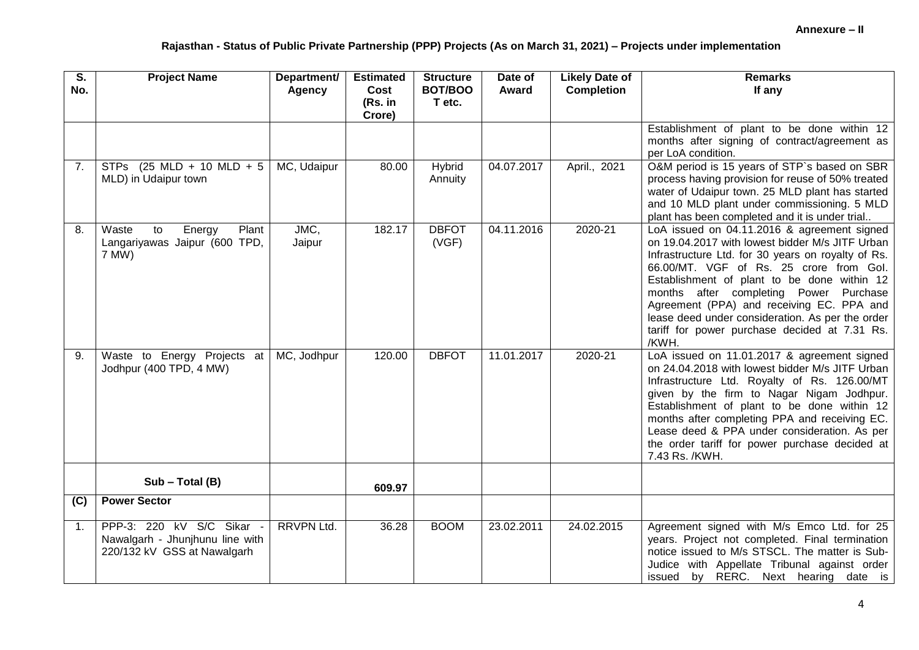**Annexure – II**

**Rajasthan - Status of Public Private Partnership (PPP) Projects (As on March 31, 2021) – Projects under implementation**

| S. No. | Project Name | Department/ Agency | Estimated Cost (Rs. in Crore) | Structure BOT/BOOT etc. | Date of Award | Likely Date of Completion | Remarks If any |
|---|---|---|---|---|---|---|---|
| | | | | | | | Establishment of plant to be done within 12 months after signing of contract/agreement as per LoA condition. |
| 7. | STPs (25 MLD + 10 MLD + 5 MLD) in Udaipur town | MC, Udaipur | 80.00 | Hybrid Annuity | 04.07.2017 | April., 2021 | O&M period is 15 years of STP`s based on SBR process having provision for reuse of 50% treated water of Udaipur town. 25 MLD plant has started and 10 MLD plant under commissioning. 5 MLD plant has been completed and it is under trial.. |
| 8. | Waste to Energy Plant Langariyawas Jaipur (600 TPD, 7 MW) | JMC, Jaipur | 182.17 | DBFOT (VGF) | 04.11.2016 | 2020-21 | LoA issued on 04.11.2016 & agreement signed on 19.04.2017 with lowest bidder M/s JITF Urban Infrastructure Ltd. for 30 years on royalty of Rs. 66.00/MT. VGF of Rs. 25 crore from GoI. Establishment of plant to be done within 12 months after completing Power Purchase Agreement (PPA) and receiving EC. PPA and lease deed under consideration. As per the order tariff for power purchase decided at 7.31 Rs. /KWH. |
| 9. | Waste to Energy Projects at Jodhpur (400 TPD, 4 MW) | MC, Jodhpur | 120.00 | DBFOT | 11.01.2017 | 2020-21 | LoA issued on 11.01.2017 & agreement signed on 24.04.2018 with lowest bidder M/s JITF Urban Infrastructure Ltd. Royalty of Rs. 126.00/MT given by the firm to Nagar Nigam Jodhpur. Establishment of plant to be done within 12 months after completing PPA and receiving EC. Lease deed & PPA under consideration. As per the order tariff for power purchase decided at 7.43 Rs. /KWH. |
| | **Sub – Total (B)** | | **609.97** | | | | |
| **(C)** | **Power Sector** | | | | | | |
| 1. | PPP-3: 220 kV S/C Sikar - Nawalgarh - Jhunjhunu line with 220/132 kV GSS at Nawalgarh | RRVPN Ltd. | 36.28 | BOOM | 23.02.2011 | 24.02.2015 | Agreement signed with M/s Emco Ltd. for 25 years. Project not completed. Final termination notice issued to M/s STSCL. The matter is Sub-Judice with Appellate Tribunal against order issued by RERC. Next hearing date is |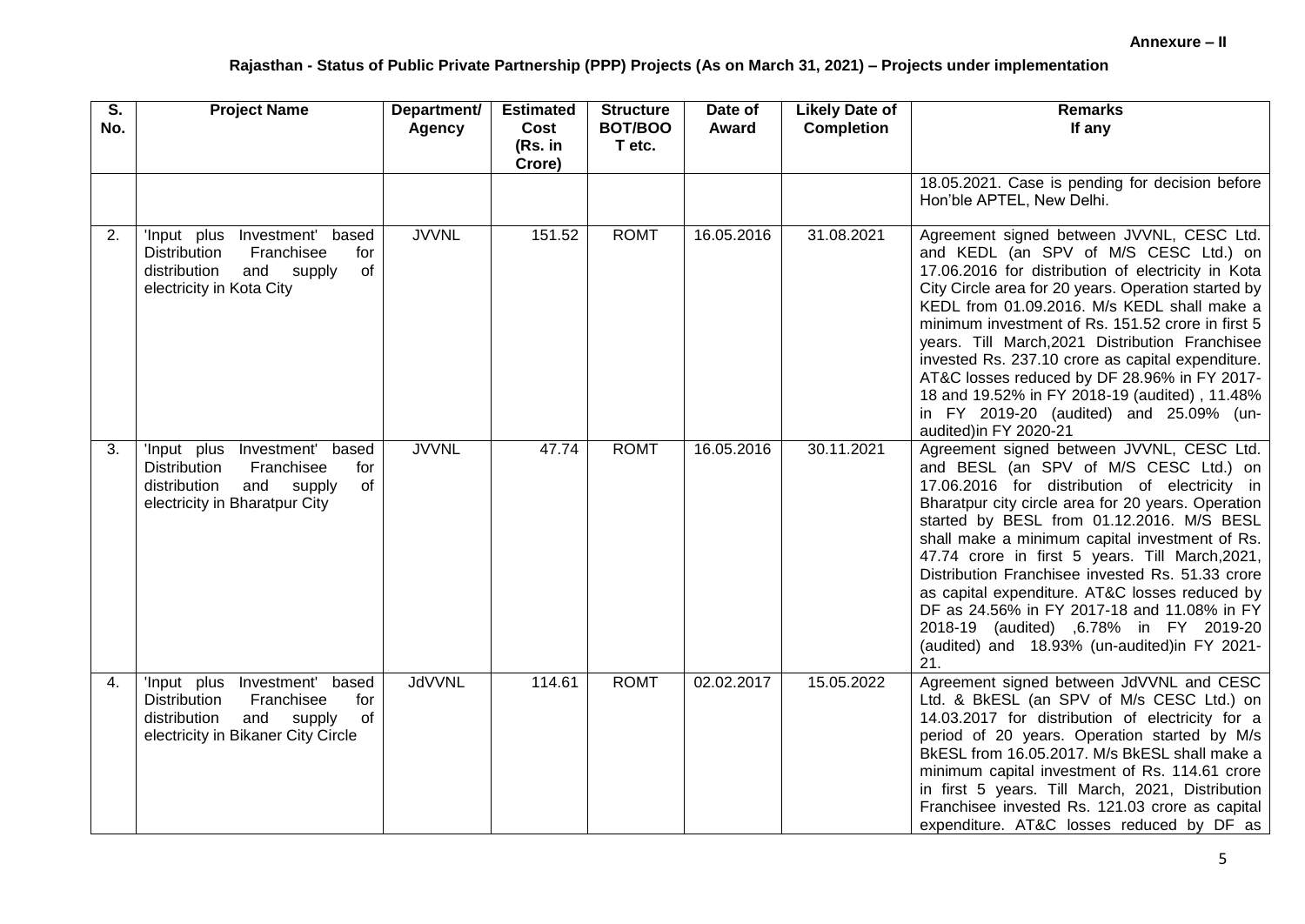**Annexure – II**

## Rajasthan - Status of Public Private Partnership (PPP) Projects (As on March 31, 2021) – Projects under implementation

| S. No. | Project Name | Department/ Agency | Estimated Cost (Rs. in Crore) | Structure BOT/BOOT etc. | Date of Award | Likely Date of Completion | Remarks If any |
|---|---|---|---|---|---|---|---|
| | | | | | | | 18.05.2021. Case is pending for decision before Hon'ble APTEL, New Delhi. |
| 2. | 'Input plus Investment' based Distribution Franchisee for distribution and supply of electricity in Kota City | JVVNL | 151.52 | ROMT | 16.05.2016 | 31.08.2021 | Agreement signed between JVVNL, CESC Ltd. and KEDL (an SPV of M/S CESC Ltd.) on 17.06.2016 for distribution of electricity in Kota City Circle area for 20 years. Operation started by KEDL from 01.09.2016. M/s KEDL shall make a minimum investment of Rs. 151.52 crore in first 5 years. Till March,2021 Distribution Franchisee invested Rs. 237.10 crore as capital expenditure. AT&C losses reduced by DF 28.96% in FY 2017-18 and 19.52% in FY 2018-19 (audited) , 11.48% in FY 2019-20 (audited) and 25.09% (un-audited)in FY 2020-21 |
| 3. | 'Input plus Investment' based Distribution Franchisee for distribution and supply of electricity in Bharatpur City | JVVNL | 47.74 | ROMT | 16.05.2016 | 30.11.2021 | Agreement signed between JVVNL, CESC Ltd. and BESL (an SPV of M/S CESC Ltd.) on 17.06.2016 for distribution of electricity in Bharatpur city circle area for 20 years. Operation started by BESL from 01.12.2016. M/S BESL shall make a minimum capital investment of Rs. 47.74 crore in first 5 years. Till March,2021, Distribution Franchisee invested Rs. 51.33 crore as capital expenditure. AT&C losses reduced by DF as 24.56% in FY 2017-18 and 11.08% in FY 2018-19 (audited) ,6.78% in FY 2019-20 (audited) and 18.93% (un-audited)in FY 2021-21. |
| 4. | 'Input plus Investment' based Distribution Franchisee for distribution and supply of electricity in Bikaner City Circle | JdVVNL | 114.61 | ROMT | 02.02.2017 | 15.05.2022 | Agreement signed between JdVVNL and CESC Ltd. & BkESL (an SPV of M/s CESC Ltd.) on 14.03.2017 for distribution of electricity for a period of 20 years. Operation started by M/s BkESL from 16.05.2017. M/s BkESL shall make a minimum capital investment of Rs. 114.61 crore in first 5 years. Till March, 2021, Distribution Franchisee invested Rs. 121.03 crore as capital expenditure. AT&C losses reduced by DF as |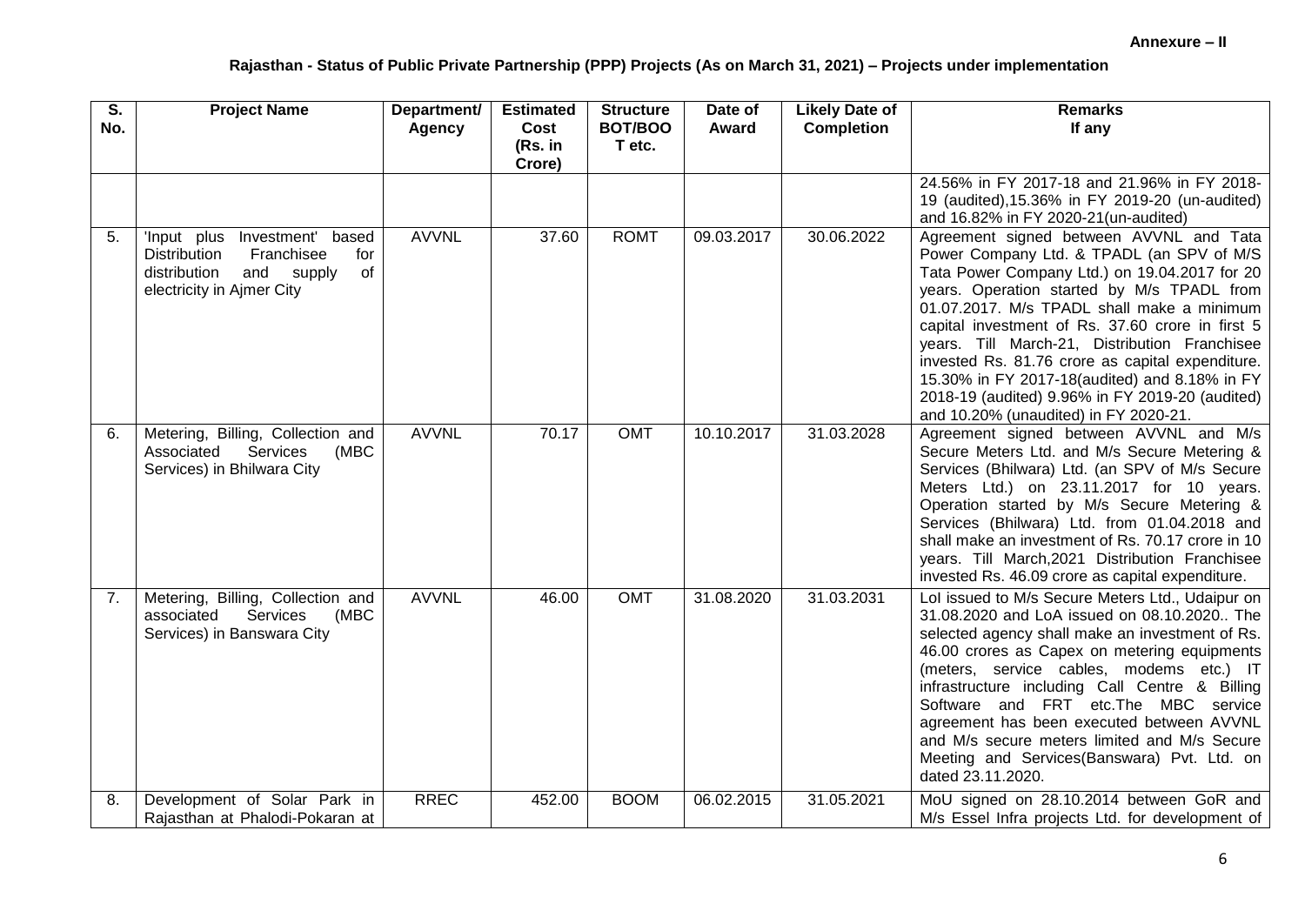**Annexure – II**

**Rajasthan - Status of Public Private Partnership (PPP) Projects (As on March 31, 2021) – Projects under implementation**

| S. No. | Project Name | Department/ Agency | Estimated Cost (Rs. in Crore) | Structure BOT/BOOT etc. | Date of Award | Likely Date of Completion | Remarks If any |
|---|---|---|---|---|---|---|---|
| | | | | | | | 24.56% in FY 2017-18 and 21.96% in FY 2018-19 (audited),15.36% in FY 2019-20 (un-audited) and 16.82% in FY 2020-21(un-audited) |
| 5. | 'Input plus Investment' based Distribution Franchisee for distribution and supply of electricity in Ajmer City | AVVNL | 37.60 | ROMT | 09.03.2017 | 30.06.2022 | Agreement signed between AVVNL and Tata Power Company Ltd. & TPADL (an SPV of M/S Tata Power Company Ltd.) on 19.04.2017 for 20 years. Operation started by M/s TPADL from 01.07.2017. M/s TPADL shall make a minimum capital investment of Rs. 37.60 crore in first 5 years. Till March-21, Distribution Franchisee invested Rs. 81.76 crore as capital expenditure. 15.30% in FY 2017-18(audited) and 8.18% in FY 2018-19 (audited) 9.96% in FY 2019-20 (audited) and 10.20% (unaudited) in FY 2020-21. |
| 6. | Metering, Billing, Collection and Associated Services (MBC Services) in Bhilwara City | AVVNL | 70.17 | OMT | 10.10.2017 | 31.03.2028 | Agreement signed between AVVNL and M/s Secure Meters Ltd. and M/s Secure Metering & Services (Bhilwara) Ltd. (an SPV of M/s Secure Meters Ltd.) on 23.11.2017 for 10 years. Operation started by M/s Secure Metering & Services (Bhilwara) Ltd. from 01.04.2018 and shall make an investment of Rs. 70.17 crore in 10 years. Till March,2021 Distribution Franchisee invested Rs. 46.09 crore as capital expenditure. |
| 7. | Metering, Billing, Collection and associated Services (MBC Services) in Banswara City | AVVNL | 46.00 | OMT | 31.08.2020 | 31.03.2031 | LoI issued to M/s Secure Meters Ltd., Udaipur on 31.08.2020 and LoA issued on 08.10.2020.. The selected agency shall make an investment of Rs. 46.00 crores as Capex on metering equipments (meters, service cables, modems etc.) IT infrastructure including Call Centre & Billing Software and FRT etc.The MBC service agreement has been executed between AVVNL and M/s secure meters limited and M/s Secure Meeting and Services(Banswara) Pvt. Ltd. on dated 23.11.2020. |
| 8. | Development of Solar Park in Rajasthan at Phalodi-Pokaran at | RREC | 452.00 | BOOM | 06.02.2015 | 31.05.2021 | MoU signed on 28.10.2014 between GoR and M/s Essel Infra projects Ltd. for development of |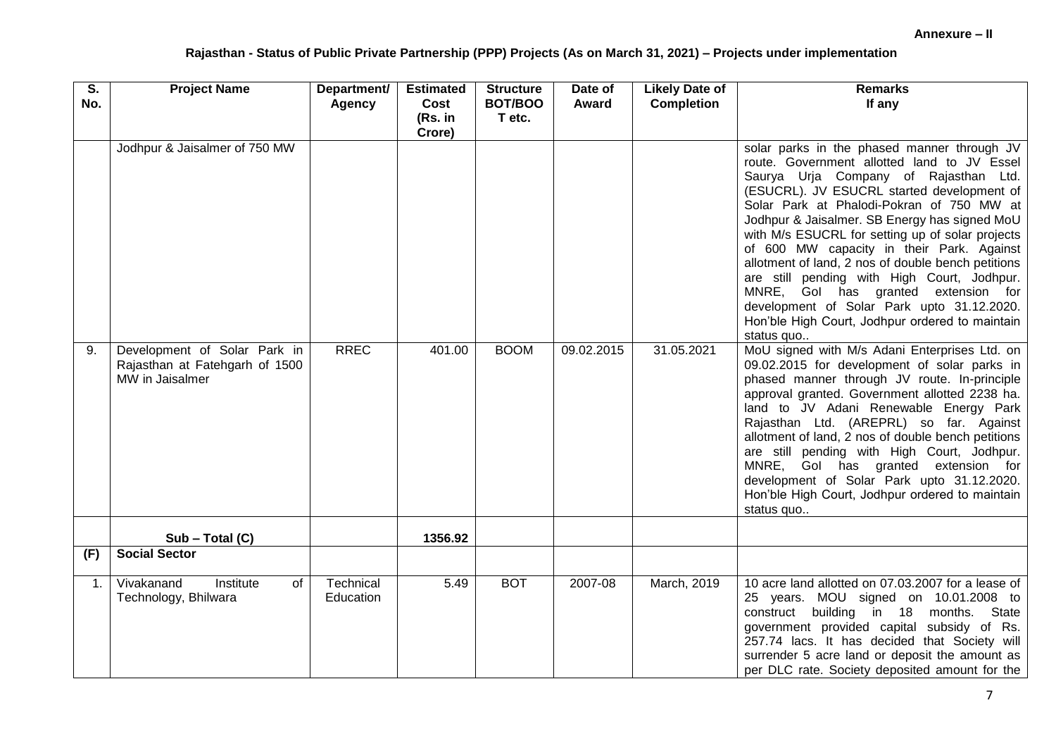**Annexure – II**

**Rajasthan - Status of Public Private Partnership (PPP) Projects (As on March 31, 2021) – Projects under implementation**

| S. No. | Project Name | Department/ Agency | Estimated Cost (Rs. in Crore) | Structure BOT/BOOT etc. | Date of Award | Likely Date of Completion | Remarks If any |
|---|---|---|---|---|---|---|---|
| | Jodhpur & Jaisalmer of 750 MW | | | | | | solar parks in the phased manner through JV route. Government allotted land to JV Essel Saurya Urja Company of Rajasthan Ltd. (ESUCRL). JV ESUCRL started development of Solar Park at Phalodi-Pokran of 750 MW at Jodhpur & Jaisalmer. SB Energy has signed MoU with M/s ESUCRL for setting up of solar projects of 600 MW capacity in their Park. Against allotment of land, 2 nos of double bench petitions are still pending with High Court, Jodhpur. MNRE, GoI has granted extension for development of Solar Park upto 31.12.2020. Hon'ble High Court, Jodhpur ordered to maintain status quo.. |
| 9. | Development of Solar Park in Rajasthan at Fatehgarh of 1500 MW in Jaisalmer | RREC | 401.00 | BOOM | 09.02.2015 | 31.05.2021 | MoU signed with M/s Adani Enterprises Ltd. on 09.02.2015 for development of solar parks in phased manner through JV route. In-principle approval granted. Government allotted 2238 ha. land to JV Adani Renewable Energy Park Rajasthan Ltd. (AREPRL) so far. Against allotment of land, 2 nos of double bench petitions are still pending with High Court, Jodhpur. MNRE, GoI has granted extension for development of Solar Park upto 31.12.2020. Hon'ble High Court, Jodhpur ordered to maintain status quo.. |
| | **Sub – Total (C)** | | **1356.92** | | | | |
| **(F)** | **Social Sector** | | | | | | |
| 1. | Vivakanand Institute of Technology, Bhilwara | Technical Education | 5.49 | BOT | 2007-08 | March, 2019 | 10 acre land allotted on 07.03.2007 for a lease of 25 years. MOU signed on 10.01.2008 to construct building in 18 months. State government provided capital subsidy of Rs. 257.74 lacs. It has decided that Society will surrender 5 acre land or deposit the amount as per DLC rate. Society deposited amount for the |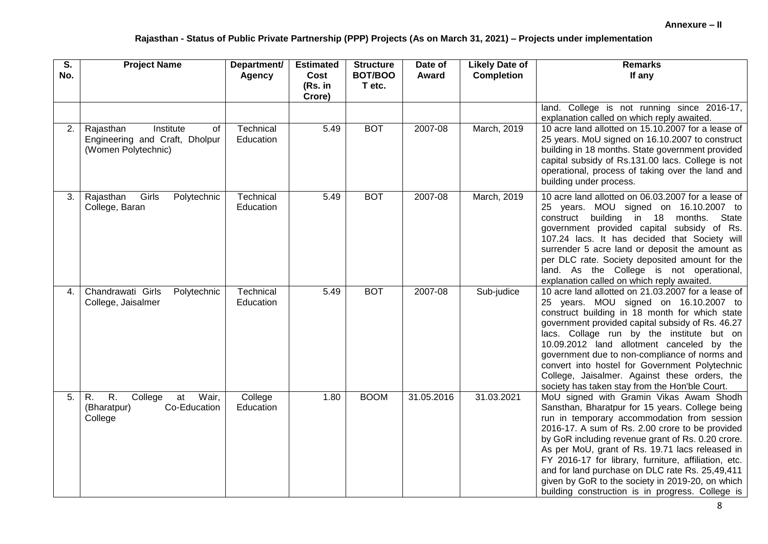**Annexure – II**

**Rajasthan - Status of Public Private Partnership (PPP) Projects (As on March 31, 2021) – Projects under implementation**

| S. No. | Project Name | Department/ Agency | Estimated Cost (Rs. in Crore) | Structure BOT/BOOT etc. | Date of Award | Likely Date of Completion | Remarks If any |
|---|---|---|---|---|---|---|---|
| | | | | | | | land. College is not running since 2016-17, explanation called on which reply awaited. |
| 2. | Rajasthan Institute of Engineering and Craft, Dholpur (Women Polytechnic) | Technical Education | 5.49 | BOT | 2007-08 | March, 2019 | 10 acre land allotted on 15.10.2007 for a lease of 25 years. MoU signed on 16.10.2007 to construct building in 18 months. State government provided capital subsidy of Rs.131.00 lacs. College is not operational, process of taking over the land and building under process. |
| 3. | Rajasthan Girls Polytechnic College, Baran | Technical Education | 5.49 | BOT | 2007-08 | March, 2019 | 10 acre land allotted on 06.03.2007 for a lease of 25 years. MOU signed on 16.10.2007 to construct building in 18 months. State government provided capital subsidy of Rs. 107.24 lacs. It has decided that Society will surrender 5 acre land or deposit the amount as per DLC rate. Society deposited amount for the land. As the College is not operational, explanation called on which reply awaited. |
| 4. | Chandrawati Girls Polytechnic College, Jaisalmer | Technical Education | 5.49 | BOT | 2007-08 | Sub-judice | 10 acre land allotted on 21.03.2007 for a lease of 25 years. MOU signed on 16.10.2007 to construct building in 18 month for which state government provided capital subsidy of Rs. 46.27 lacs. Collage run by the institute but on 10.09.2012 land allotment canceled by the government due to non-compliance of norms and convert into hostel for Government Polytechnic College, Jaisalmer. Against these orders, the society has taken stay from the Hon'ble Court. |
| 5. | R. R. College at Wair, (Bharatpur) Co-Education College | College Education | 1.80 | BOOM | 31.05.2016 | 31.03.2021 | MoU signed with Gramin Vikas Awam Shodh Sansthan, Bharatpur for 15 years. College being run in temporary accommodation from session 2016-17. A sum of Rs. 2.00 crore to be provided by GoR including revenue grant of Rs. 0.20 crore. As per MoU, grant of Rs. 19.71 lacs released in FY 2016-17 for library, furniture, affiliation, etc. and for land purchase on DLC rate Rs. 25,49,411 given by GoR to the society in 2019-20, on which building construction is in progress. College is |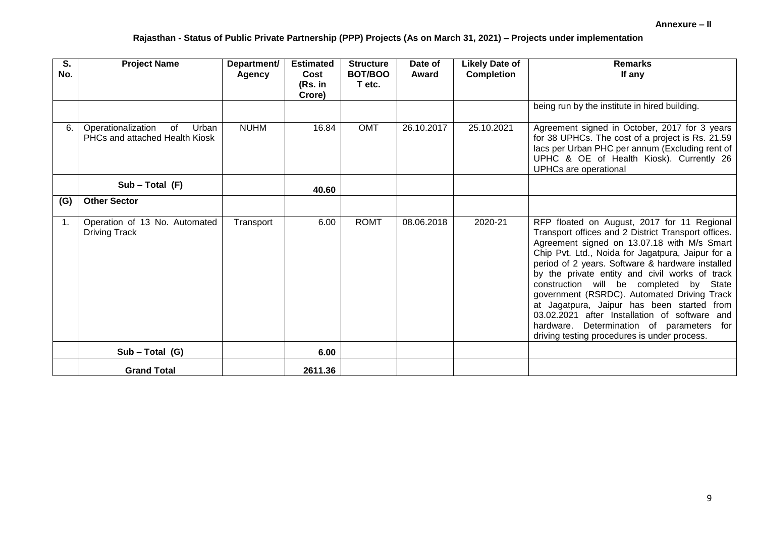**Annexure – II**

**Rajasthan - Status of Public Private Partnership (PPP) Projects (As on March 31, 2021) – Projects under implementation**

| S. No. | Project Name | Department/ Agency | Estimated Cost (Rs. in Crore) | Structure BOT/BOOT etc. | Date of Award | Likely Date of Completion | Remarks If any |
|---|---|---|---|---|---|---|---|
| | | | | | | | being run by the institute in hired building. |
| 6. | Operationalization of Urban PHCs and attached Health Kiosk | NUHM | 16.84 | OMT | 26.10.2017 | 25.10.2021 | Agreement signed in October, 2017 for 3 years for 38 UPHCs. The cost of a project is Rs. 21.59 lacs per Urban PHC per annum (Excluding rent of UPHC & OE of Health Kiosk). Currently 26 UPHCs are operational |
| | **Sub – Total (F)** | | **40.60** | | | | |
| **(G)** | **Other Sector** | | | | | | |
| 1. | Operation of 13 No. Automated Driving Track | Transport | 6.00 | ROMT | 08.06.2018 | 2020-21 | RFP floated on August, 2017 for 11 Regional Transport offices and 2 District Transport offices. Agreement signed on 13.07.18 with M/s Smart Chip Pvt. Ltd., Noida for Jagatpura, Jaipur for a period of 2 years. Software & hardware installed by the private entity and civil works of track construction will be completed by State government (RSRDC). Automated Driving Track at Jagatpura, Jaipur has been started from 03.02.2021 after Installation of software and hardware. Determination of parameters for driving testing procedures is under process. |
| | **Sub – Total (G)** | | **6.00** | | | | |
| | **Grand Total** | | **2611.36** | | | | |